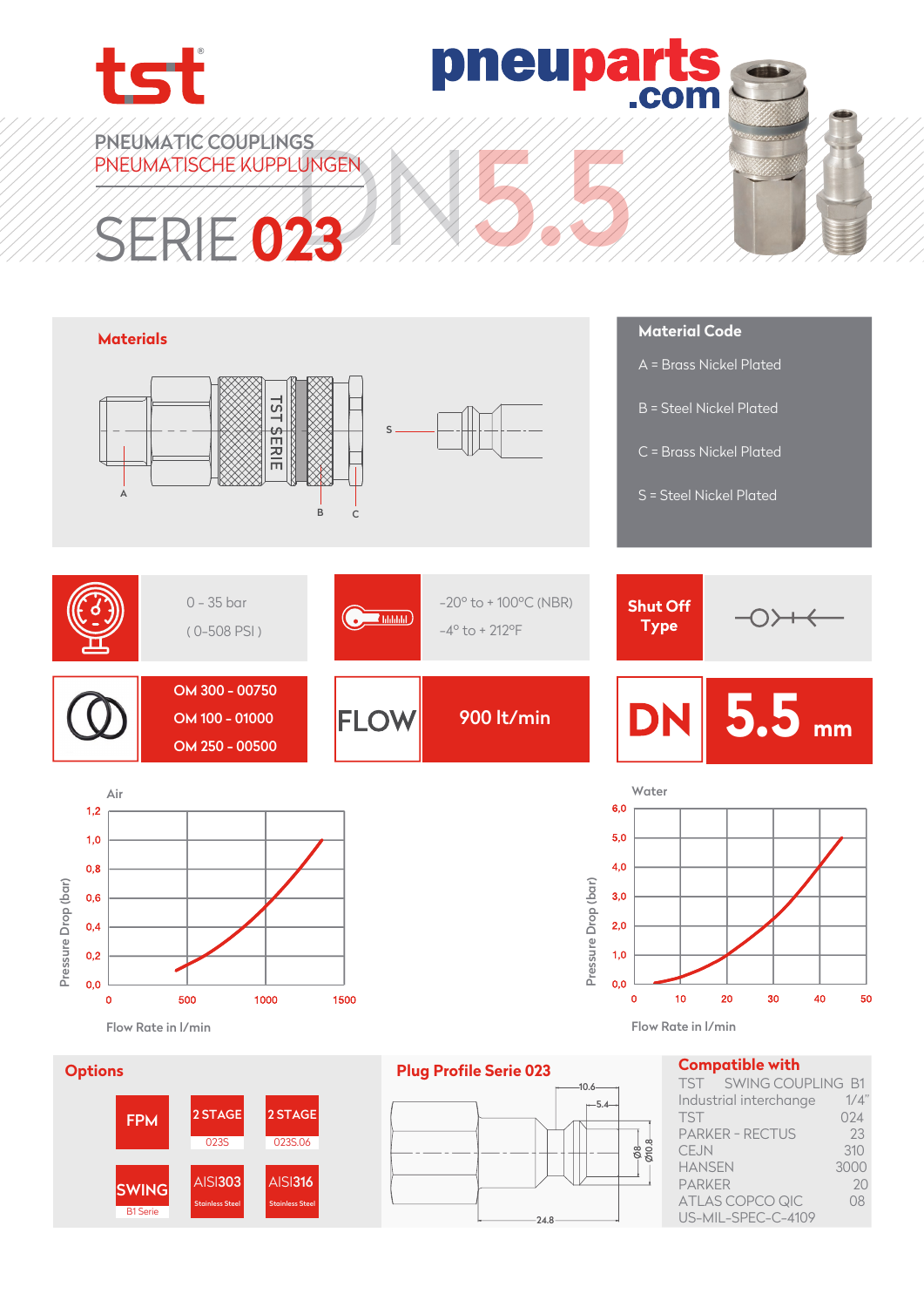tst®

pneuparts.com

PNEUMATIC COUPLINGS
PNEUMATISCHE KUPPLUNGEN

# SERIE 023

DN5.5

## Materials

A, B, C, S

TST SERIE

## Material Code

A = Brass Nickel Plated

B = Steel Nickel Plated

C = Brass Nickel Plated

S = Steel Nickel Plated

0 – 35 bar
( 0-508 PSI )

-20° to + 100°C (NBR)
-4° to + 212°F

**Shut Off Type**

OM 300 - 00750
OM 100 - 01000
OM 250 - 00500

**FLOW** 900 lt/min

**DN 5.5 mm**

Air

Pressure Drop (bar)

Flow Rate in l/min

Water

Pressure Drop (bar)

Flow Rate in l/min

## Options

FPM

2 STAGE 023S

2 STAGE 023S.06

SWING B1 Serie

AISI303 Stainless Steel

AISI316 Stainless Steel

## Plug Profile Serie 023

10.6, 5.4, Ø8, Ø10.8, 24.8

## Compatible with

| | |
|---|---|
| TST SWING COUPLING | B1 |
| Industrial interchange | 1/4" |
| TST | 024 |
| PARKER - RECTUS | 23 |
| CEJN | 310 |
| HANSEN | 3000 |
| PARKER | 20 |
| ATLAS COPCO QIC | 08 |
| US-MIL-SPEC-C-4109 | |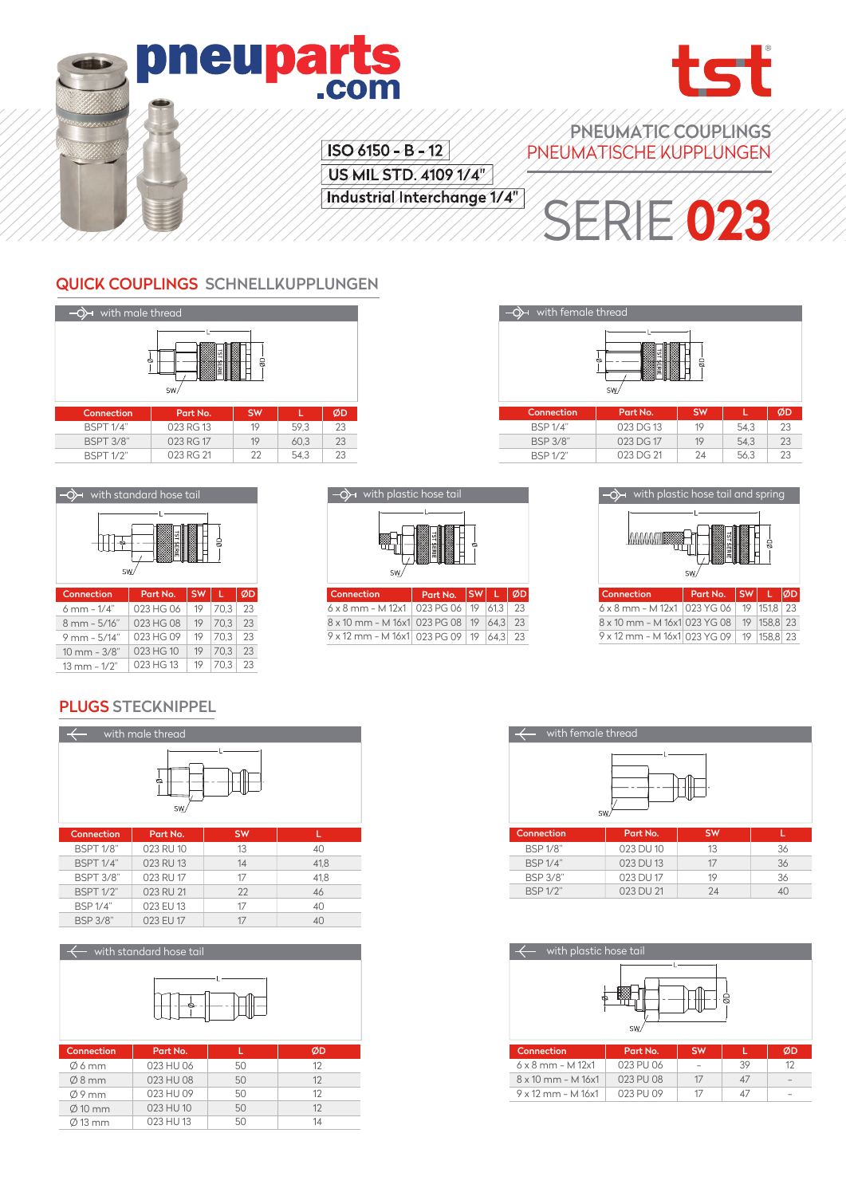pneuparts.com

tst

ISO 6150 - B - 12

US MIL STD. 4109 1/4"

Industrial Interchange 1/4"

PNEUMATIC COUPLINGS
PNEUMATISCHE KUPPLUNGEN

# SERIE 023

## QUICK COUPLINGS SCHNELLKUPPLUNGEN

### with male thread

| Connection | Part No. | SW | L | ØD |
|---|---|---|---|---|
| BSPT 1/4" | 023 RG 13 | 19 | 59,3 | 23 |
| BSPT 3/8" | 023 RG 17 | 19 | 60,3 | 23 |
| BSPT 1/2" | 023 RG 21 | 22 | 54,3 | 23 |

### with female thread

| Connection | Part No. | SW | L | ØD |
|---|---|---|---|---|
| BSP 1/4" | 023 DG 13 | 19 | 54,3 | 23 |
| BSP 3/8" | 023 DG 17 | 19 | 54,3 | 23 |
| BSP 1/2" | 023 DG 21 | 24 | 56,3 | 23 |

### with standard hose tail

| Connection | Part No. | SW | L | ØD |
|---|---|---|---|---|
| 6 mm - 1/4" | 023 HG 06 | 19 | 70,3 | 23 |
| 8 mm - 5/16" | 023 HG 08 | 19 | 70,3 | 23 |
| 9 mm - 5/14" | 023 HG 09 | 19 | 70,3 | 23 |
| 10 mm - 3/8" | 023 HG 10 | 19 | 70,3 | 23 |
| 13 mm - 1/2" | 023 HG 13 | 19 | 70,3 | 23 |

### with plastic hose tail

| Connection | Part No. | SW | L | ØD |
|---|---|---|---|---|
| 6 x 8 mm - M 12x1 | 023 PG 06 | 19 | 61,3 | 23 |
| 8 x 10 mm - M 16x1 | 023 PG 08 | 19 | 64,3 | 23 |
| 9 x 12 mm - M 16x1 | 023 PG 09 | 19 | 64,3 | 23 |

### with plastic hose tail and spring

| Connection | Part No. | SW | L | ØD |
|---|---|---|---|---|
| 6 x 8 mm - M 12x1 | 023 YG 06 | 19 | 151,8 | 23 |
| 8 x 10 mm - M 16x1 | 023 YG 08 | 19 | 158,8 | 23 |
| 9 x 12 mm - M 16x1 | 023 YG 09 | 19 | 158,8 | 23 |

## PLUGS STECKNIPPEL

### with male thread

| Connection | Part No. | SW | L |
|---|---|---|---|
| BSPT 1/8" | 023 RU 10 | 13 | 40 |
| BSPT 1/4" | 023 RU 13 | 14 | 41,8 |
| BSPT 3/8" | 023 RU 17 | 17 | 41,8 |
| BSPT 1/2" | 023 RU 21 | 22 | 46 |
| BSP 1/4" | 023 EU 13 | 17 | 40 |
| BSP 3/8" | 023 EU 17 | 17 | 40 |

### with female thread

| Connection | Part No. | SW | L |
|---|---|---|---|
| BSP 1/8" | 023 DU 10 | 13 | 36 |
| BSP 1/4" | 023 DU 13 | 17 | 36 |
| BSP 3/8" | 023 DU 17 | 19 | 36 |
| BSP 1/2" | 023 DU 21 | 24 | 40 |

### with standard hose tail

| Connection | Part No. | L | ØD |
|---|---|---|---|
| Ø 6 mm | 023 HU 06 | 50 | 12 |
| Ø 8 mm | 023 HU 08 | 50 | 12 |
| Ø 9 mm | 023 HU 09 | 50 | 12 |
| Ø 10 mm | 023 HU 10 | 50 | 12 |
| Ø 13 mm | 023 HU 13 | 50 | 14 |

### with plastic hose tail

| Connection | Part No. | SW | L | ØD |
|---|---|---|---|---|
| 6 x 8 mm - M 12x1 | 023 PU 06 | - | 39 | 12 |
| 8 x 10 mm - M 16x1 | 023 PU 08 | 17 | 47 | - |
| 9 x 12 mm - M 16x1 | 023 PU 09 | 17 | 47 | - |